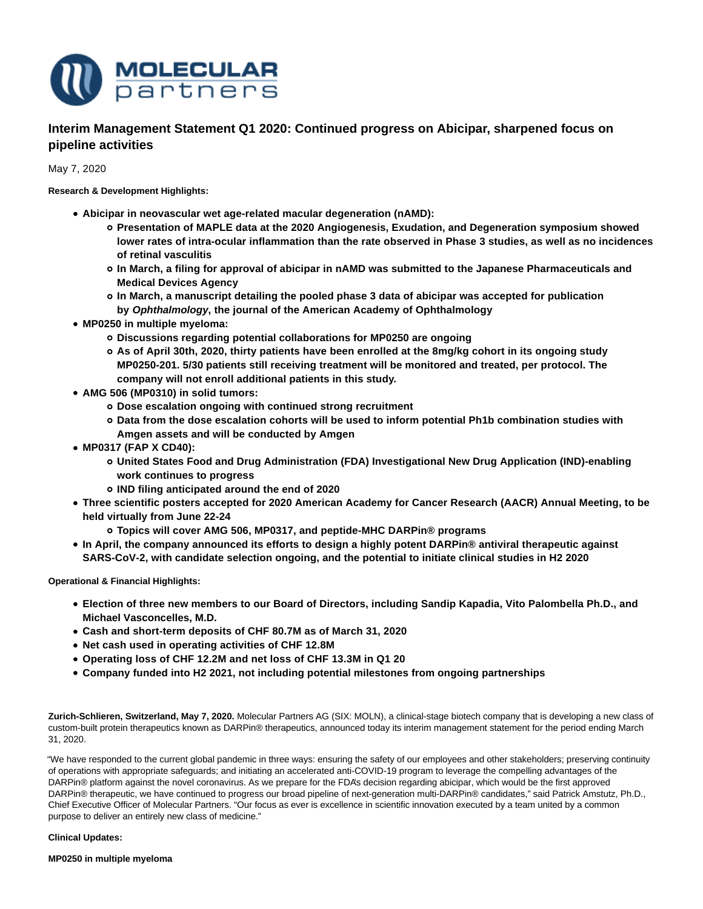# Interim Management Statement Q1 2020: Continued progress on Abicipar, sharpened focus on pipeline activities

May 7, 2020

**Research & Development Highlights:**

- **Abicipar in neovascular wet age-related macular degeneration (nAMD):**
  - **Presentation of MAPLE data at the 2020 Angiogenesis, Exudation, and Degeneration symposium showed lower rates of intra-ocular inflammation than the rate observed in Phase 3 studies, as well as no incidences of retinal vasculitis**
  - **In March, a filing for approval of abicipar in nAMD was submitted to the Japanese Pharmaceuticals and Medical Devices Agency**
  - **In March, a manuscript detailing the pooled phase 3 data of abicipar was accepted for publication by *Ophthalmology*, the journal of the American Academy of Ophthalmology**
- **MP0250 in multiple myeloma:**
  - **Discussions regarding potential collaborations for MP0250 are ongoing**
  - **As of April 30th, 2020, thirty patients have been enrolled at the 8mg/kg cohort in its ongoing study MP0250-201. 5/30 patients still receiving treatment will be monitored and treated, per protocol. The company will not enroll additional patients in this study.**
- **AMG 506 (MP0310) in solid tumors:**
  - **Dose escalation ongoing with continued strong recruitment**
  - **Data from the dose escalation cohorts will be used to inform potential Ph1b combination studies with Amgen assets and will be conducted by Amgen**
- **MP0317 (FAP X CD40):**
  - **United States Food and Drug Administration (FDA) Investigational New Drug Application (IND)-enabling work continues to progress**
  - **IND filing anticipated around the end of 2020**
- **Three scientific posters accepted for 2020 American Academy for Cancer Research (AACR) Annual Meeting, to be held virtually from June 22-24**
  - **Topics will cover AMG 506, MP0317, and peptide-MHC DARPin® programs**
- **In April, the company announced its efforts to design a highly potent DARPin® antiviral therapeutic against SARS-CoV-2, with candidate selection ongoing, and the potential to initiate clinical studies in H2 2020**

**Operational & Financial Highlights:**

- **Election of three new members to our Board of Directors, including Sandip Kapadia, Vito Palombella Ph.D., and Michael Vasconcelles, M.D.**
- **Cash and short-term deposits of CHF 80.7M as of March 31, 2020**
- **Net cash used in operating activities of CHF 12.8M**
- **Operating loss of CHF 12.2M and net loss of CHF 13.3M in Q1 20**
- **Company funded into H2 2021, not including potential milestones from ongoing partnerships**

**Zurich-Schlieren, Switzerland, May 7, 2020.** Molecular Partners AG (SIX: MOLN), a clinical-stage biotech company that is developing a new class of custom-built protein therapeutics known as DARPin® therapeutics, announced today its interim management statement for the period ending March 31, 2020.

"We have responded to the current global pandemic in three ways: ensuring the safety of our employees and other stakeholders; preserving continuity of operations with appropriate safeguards; and initiating an accelerated anti-COVID-19 program to leverage the compelling advantages of the DARPin® platform against the novel coronavirus. As we prepare for the FDA's decision regarding abicipar, which would be the first approved DARPin® therapeutic, we have continued to progress our broad pipeline of next-generation multi-DARPin® candidates," said Patrick Amstutz, Ph.D., Chief Executive Officer of Molecular Partners. "Our focus as ever is excellence in scientific innovation executed by a team united by a common purpose to deliver an entirely new class of medicine."

**Clinical Updates:**

**MP0250 in multiple myeloma**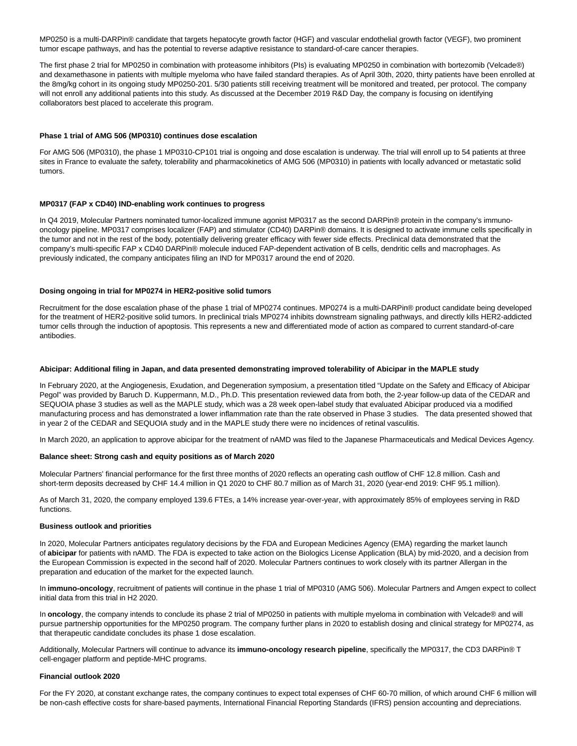MP0250 is a multi-DARPin® candidate that targets hepatocyte growth factor (HGF) and vascular endothelial growth factor (VEGF), two prominent tumor escape pathways, and has the potential to reverse adaptive resistance to standard-of-care cancer therapies.

The first phase 2 trial for MP0250 in combination with proteasome inhibitors (PIs) is evaluating MP0250 in combination with bortezomib (Velcade®) and dexamethasone in patients with multiple myeloma who have failed standard therapies. As of April 30th, 2020, thirty patients have been enrolled at the 8mg/kg cohort in its ongoing study MP0250-201. 5/30 patients still receiving treatment will be monitored and treated, per protocol. The company will not enroll any additional patients into this study. As discussed at the December 2019 R&D Day, the company is focusing on identifying collaborators best placed to accelerate this program.

**Phase 1 trial of AMG 506 (MP0310) continues dose escalation**

For AMG 506 (MP0310), the phase 1 MP0310-CP101 trial is ongoing and dose escalation is underway. The trial will enroll up to 54 patients at three sites in France to evaluate the safety, tolerability and pharmacokinetics of AMG 506 (MP0310) in patients with locally advanced or metastatic solid tumors.

**MP0317 (FAP x CD40) IND-enabling work continues to progress**

In Q4 2019, Molecular Partners nominated tumor-localized immune agonist MP0317 as the second DARPin® protein in the company's immuno-oncology pipeline. MP0317 comprises localizer (FAP) and stimulator (CD40) DARPin® domains. It is designed to activate immune cells specifically in the tumor and not in the rest of the body, potentially delivering greater efficacy with fewer side effects. Preclinical data demonstrated that the company's multi-specific FAP x CD40 DARPin® molecule induced FAP-dependent activation of B cells, dendritic cells and macrophages. As previously indicated, the company anticipates filing an IND for MP0317 around the end of 2020.

**Dosing ongoing in trial for MP0274 in HER2-positive solid tumors**

Recruitment for the dose escalation phase of the phase 1 trial of MP0274 continues. MP0274 is a multi-DARPin® product candidate being developed for the treatment of HER2-positive solid tumors. In preclinical trials MP0274 inhibits downstream signaling pathways, and directly kills HER2-addicted tumor cells through the induction of apoptosis. This represents a new and differentiated mode of action as compared to current standard-of-care antibodies.

**Abicipar: Additional filing in Japan, and data presented demonstrating improved tolerability of Abicipar in the MAPLE study**

In February 2020, at the Angiogenesis, Exudation, and Degeneration symposium, a presentation titled "Update on the Safety and Efficacy of Abicipar Pegol" was provided by Baruch D. Kuppermann, M.D., Ph.D. This presentation reviewed data from both, the 2-year follow-up data of the CEDAR and SEQUOIA phase 3 studies as well as the MAPLE study, which was a 28 week open-label study that evaluated Abicipar produced via a modified manufacturing process and has demonstrated a lower inflammation rate than the rate observed in Phase 3 studies. The data presented showed that in year 2 of the CEDAR and SEQUOIA study and in the MAPLE study there were no incidences of retinal vasculitis.

In March 2020, an application to approve abicipar for the treatment of nAMD was filed to the Japanese Pharmaceuticals and Medical Devices Agency.

**Balance sheet: Strong cash and equity positions as of March 2020**

Molecular Partners' financial performance for the first three months of 2020 reflects an operating cash outflow of CHF 12.8 million. Cash and short-term deposits decreased by CHF 14.4 million in Q1 2020 to CHF 80.7 million as of March 31, 2020 (year-end 2019: CHF 95.1 million).

As of March 31, 2020, the company employed 139.6 FTEs, a 14% increase year-over-year, with approximately 85% of employees serving in R&D functions.

**Business outlook and priorities**

In 2020, Molecular Partners anticipates regulatory decisions by the FDA and European Medicines Agency (EMA) regarding the market launch of **abicipar** for patients with nAMD. The FDA is expected to take action on the Biologics License Application (BLA) by mid-2020, and a decision from the European Commission is expected in the second half of 2020. Molecular Partners continues to work closely with its partner Allergan in the preparation and education of the market for the expected launch.

In **immuno-oncology**, recruitment of patients will continue in the phase 1 trial of MP0310 (AMG 506). Molecular Partners and Amgen expect to collect initial data from this trial in H2 2020.

In **oncology**, the company intends to conclude its phase 2 trial of MP0250 in patients with multiple myeloma in combination with Velcade® and will pursue partnership opportunities for the MP0250 program. The company further plans in 2020 to establish dosing and clinical strategy for MP0274, as that therapeutic candidate concludes its phase 1 dose escalation.

Additionally, Molecular Partners will continue to advance its **immuno-oncology research pipeline**, specifically the MP0317, the CD3 DARPin® T cell-engager platform and peptide-MHC programs.

**Financial outlook 2020**

For the FY 2020, at constant exchange rates, the company continues to expect total expenses of CHF 60-70 million, of which around CHF 6 million will be non-cash effective costs for share-based payments, International Financial Reporting Standards (IFRS) pension accounting and depreciations.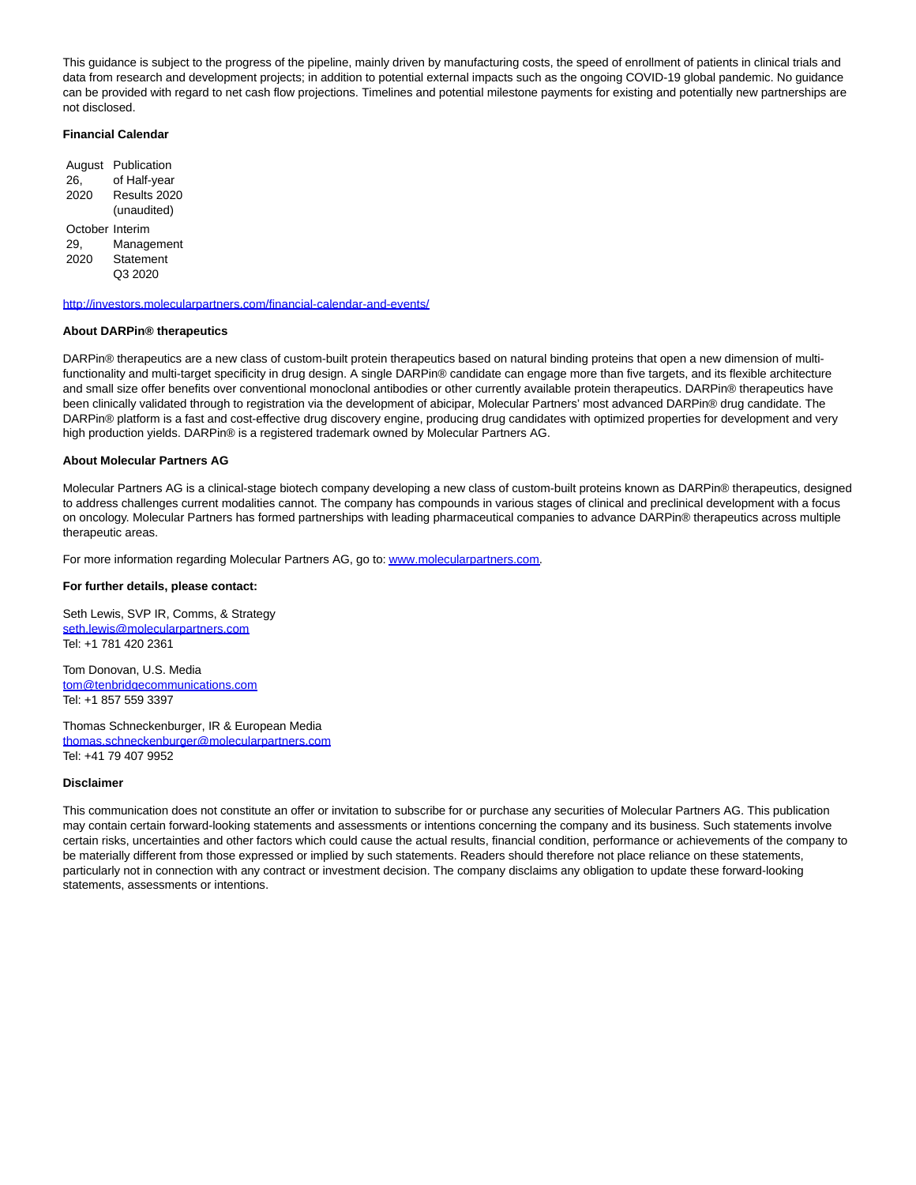This guidance is subject to the progress of the pipeline, mainly driven by manufacturing costs, the speed of enrollment of patients in clinical trials and data from research and development projects; in addition to potential external impacts such as the ongoing COVID-19 global pandemic. No guidance can be provided with regard to net cash flow projections. Timelines and potential milestone payments for existing and potentially new partnerships are not disclosed.

**Financial Calendar**

| | |
|---|---|
| August 26, 2020 | Publication of Half-year Results 2020 (unaudited) |
| October 29, 2020 | Interim Management Statement Q3 2020 |

http://investors.molecularpartners.com/financial-calendar-and-events/

**About DARPin® therapeutics**

DARPin® therapeutics are a new class of custom-built protein therapeutics based on natural binding proteins that open a new dimension of multi-functionality and multi-target specificity in drug design. A single DARPin® candidate can engage more than five targets, and its flexible architecture and small size offer benefits over conventional monoclonal antibodies or other currently available protein therapeutics. DARPin® therapeutics have been clinically validated through to registration via the development of abicipar, Molecular Partners' most advanced DARPin® drug candidate. The DARPin® platform is a fast and cost-effective drug discovery engine, producing drug candidates with optimized properties for development and very high production yields. DARPin® is a registered trademark owned by Molecular Partners AG.

**About Molecular Partners AG**

Molecular Partners AG is a clinical-stage biotech company developing a new class of custom-built proteins known as DARPin® therapeutics, designed to address challenges current modalities cannot. The company has compounds in various stages of clinical and preclinical development with a focus on oncology. Molecular Partners has formed partnerships with leading pharmaceutical companies to advance DARPin® therapeutics across multiple therapeutic areas.

For more information regarding Molecular Partners AG, go to: www.molecularpartners.com.

**For further details, please contact:**

Seth Lewis, SVP IR, Comms, & Strategy
seth.lewis@molecularpartners.com
Tel: +1 781 420 2361

Tom Donovan, U.S. Media
tom@tenbridgecommunications.com
Tel: +1 857 559 3397

Thomas Schneckenburger, IR & European Media
thomas.schneckenburger@molecularpartners.com
Tel: +41 79 407 9952

**Disclaimer**

This communication does not constitute an offer or invitation to subscribe for or purchase any securities of Molecular Partners AG. This publication may contain certain forward-looking statements and assessments or intentions concerning the company and its business. Such statements involve certain risks, uncertainties and other factors which could cause the actual results, financial condition, performance or achievements of the company to be materially different from those expressed or implied by such statements. Readers should therefore not place reliance on these statements, particularly not in connection with any contract or investment decision. The company disclaims any obligation to update these forward-looking statements, assessments or intentions.